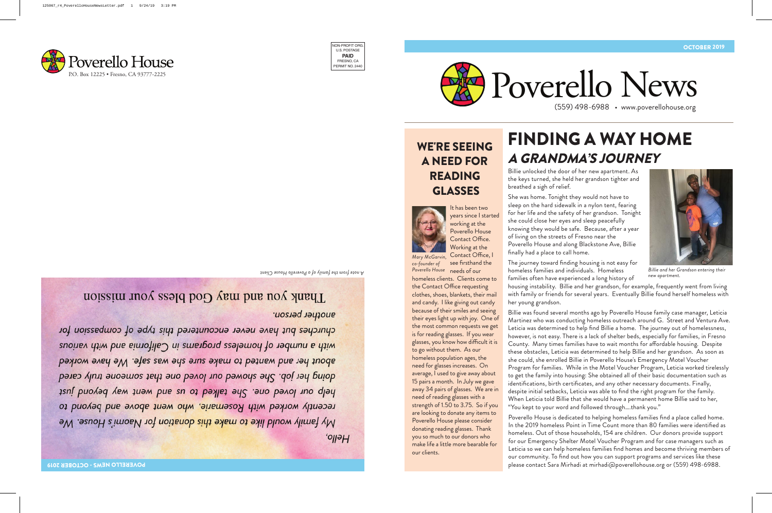Poverello House

P.O. Box 12225 • Fresno, CA 93777-2225

NON-PROFIT ORG.
U.S. POSTAGE
**PAID**
FRESNO, CA
PERMIT NO. 2440

POVERELLO NEWS - OCTOBER 2019

*Hello,*

*My family would like to make this donation for Naomi's House. We recently worked with Rosemarie, who went above and beyond to help our loved one. She talked to us and went way beyond just doing her job. She showed our loved one that someone truly cared about her and wanted to make sure she was safe. We have worked with a number of homeless programs in California and with various churches but have never encountered this type of compassion for another person.*

Thank you and may God bless your mission

*A note from the family of a Poverello House Client*

OCTOBER 2019

# Poverello News

(559) 498-6988 • www.poverellohouse.org

## WE'RE SEEING A NEED FOR READING GLASSES

*Mary McGarvin, co-founder of Poverello House*

It has been two years since I started working at the Poverello House Contact Office. Working at the Contact Office, I see firsthand the needs of our homeless clients. Clients come to the Contact Office requesting clothes, shoes, blankets, their mail and candy. I like giving out candy because of their smiles and seeing their eyes light up with joy. One of the most common requests we get is for reading glasses. If you wear glasses, you know how difficult it is to go without them. As our homeless population ages, the need for glasses increases. On average, I used to give away about 15 pairs a month. In July we gave away 34 pairs of glasses. We are in need of reading glasses with a strength of 1.50 to 3.75. So if you are looking to donate any items to Poverello House please consider donating reading glasses. Thank you so much to our donors who make life a little more bearable for our clients.

# FINDING A WAY HOME

## *A GRANDMA'S JOURNEY*

Billie unlocked the door of her new apartment. As the keys turned, she held her grandson tighter and breathed a sigh of relief.

She was home. Tonight they would not have to sleep on the hard sidewalk in a nylon tent, fearing for her life and the safety of her grandson. Tonight she could close her eyes and sleep peacefully knowing they would be safe. Because, after a year of living on the streets of Fresno near the Poverello House and along Blackstone Ave, Billie finally had a place to call home.

*Billie and her Grandson entering their new apartment.*

The journey toward finding housing is not easy for homeless families and individuals. Homeless families often have experienced a long history of housing instability. Billie and her grandson, for example, frequently went from living with family or friends for several years. Eventually Billie found herself homeless with her young grandson.

Billie was found several months ago by Poverello House family case manager, Leticia Martinez who was conducting homeless outreach around G. Street and Ventura Ave. Leticia was determined to help find Billie a home. The journey out of homelessness, however, is not easy. There is a lack of shelter beds, especially for families, in Fresno County. Many times families have to wait months for affordable housing. Despite these obstacles, Leticia was determined to help Billie and her grandson. As soon as she could, she enrolled Billie in Poverello House's Emergency Motel Voucher Program for families. While in the Motel Voucher Program, Leticia worked tirelessly to get the family into housing: She obtained all of their basic documentation such as identifications, birth certificates, and any other necessary documents. Finally, despite initial setbacks, Leticia was able to find the right program for the family. When Leticia told Billie that she would have a permanent home Billie said to her, "You kept to your word and followed through....thank you."

Poverello House is dedicated to helping homeless families find a place called home. In the 2019 homeless Point in Time Count more than 80 families were identified as homeless. Out of those households, 154 are children. Our donors provide support for our Emergency Shelter Motel Voucher Program and for case managers such as Leticia so we can help homeless families find homes and become thriving members of our community. To find out how you can support programs and services like these please contact Sara Mirhadi at mirhadi@poverellohouse.org or (559) 498-6988.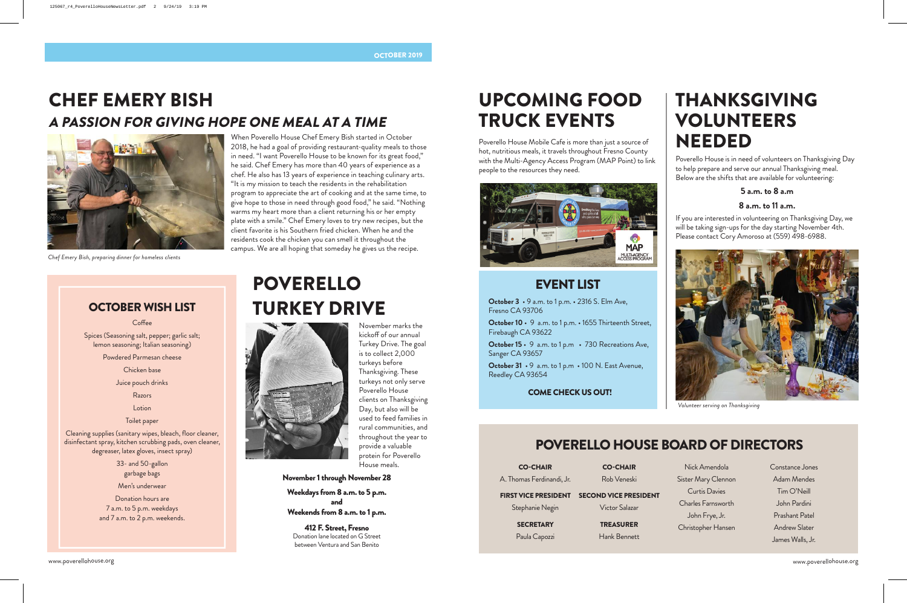OCTOBER 2019

# CHEF EMERY BISH

## *A PASSION FOR GIVING HOPE ONE MEAL AT A TIME*

*Chef Emery Bish, preparing dinner for homeless clients*

When Poverello House Chef Emery Bish started in October 2018, he had a goal of providing restaurant-quality meals to those in need. "I want Poverello House to be known for its great food," he said. Chef Emery has more than 40 years of experience as a chef. He also has 13 years of experience in teaching culinary arts. "It is my mission to teach the residents in the rehabilitation program to appreciate the art of cooking and at the same time, to give hope to those in need through good food," he said. "Nothing warms my heart more than a client returning his or her empty plate with a smile." Chef Emery loves to try new recipes, but the client favorite is his Southern fried chicken. When he and the residents cook the chicken you can smell it throughout the campus. We are all hoping that someday he gives us the recipe.

## OCTOBER WISH LIST

Coffee

Spices (Seasoning salt, pepper; garlic salt; lemon seasoning; Italian seasoning)

Powdered Parmesan cheese

Chicken base

Juice pouch drinks

Razors

Lotion

Toilet paper

Cleaning supplies (sanitary wipes, bleach, floor cleaner, disinfectant spray, kitchen scrubbing pads, oven cleaner, degreaser, latex gloves, insect spray)

33- and 50-gallon garbage bags

Men's underwear

Donation hours are
7 a.m. to 5 p.m. weekdays
and 7 a.m. to 2 p.m. weekends.

# POVERELLO TURKEY DRIVE

November marks the kickoff of our annual Turkey Drive. The goal is to collect 2,000 turkeys before Thanksgiving. These turkeys not only serve Poverello House clients on Thanksgiving Day, but also will be used to feed families in rural communities, and throughout the year to provide a valuable protein for Poverello House meals.

**November 1 through November 28**

**Weekdays from 8 a.m. to 5 p.m.**
**and**
**Weekends from 8 a.m. to 1 p.m.**

**412 F. Street, Fresno**
Donation lane located on G Street between Ventura and San Benito

# UPCOMING FOOD TRUCK EVENTS

Poverello House Mobile Cafe is more than just a source of hot, nutritious meals, it travels throughout Fresno County with the Multi-Agency Access Program (MAP Point) to link people to the resources they need.

## EVENT LIST

**October 3** • 9 a.m. to 1 p.m. • 2316 S. Elm Ave, Fresno CA 93706

**October 10** • 9 a.m. to 1 p.m. • 1655 Thirteenth Street, Firebaugh CA 93622

**October 15** • 9 a.m. to 1 p.m • 730 Recreations Ave, Sanger CA 93657

**October 31** • 9 a.m. to 1 p.m • 100 N. East Avenue, Reedley CA 93654

**COME CHECK US OUT!**

# THANKSGIVING VOLUNTEERS NEEDED

Poverello House is in need of volunteers on Thanksgiving Day to help prepare and serve our annual Thanksgiving meal. Below are the shifts that are available for volunteering:

**5 a.m. to 8 a.m**

**8 a.m. to 11 a.m.**

If you are interested in volunteering on Thanksgiving Day, we will be taking sign-ups for the day starting November 4th. Please contact Cory Amoroso at (559) 498-6988.

*Volunteer serving on Thanksgiving*

## POVERELLO HOUSE BOARD OF DIRECTORS

**CO-CHAIR**
A. Thomas Ferdinandi, Jr.

**CO-CHAIR**
Rob Veneski

**FIRST VICE PRESIDENT**
Stephanie Negin

**SECOND VICE PRESIDENT**
Victor Salazar

**SECRETARY**
Paula Capozzi

**TREASURER**
Hank Bennett

Nick Amendola
Sister Mary Clennon
Curtis Davies
Charles Farnsworth
John Frye, Jr.
Christopher Hansen

Constance Jones
Adam Mendes
Tim O'Neill
John Pardini
Prashant Patel
Andrew Slater
James Walls, Jr.

www.poverellohouse.org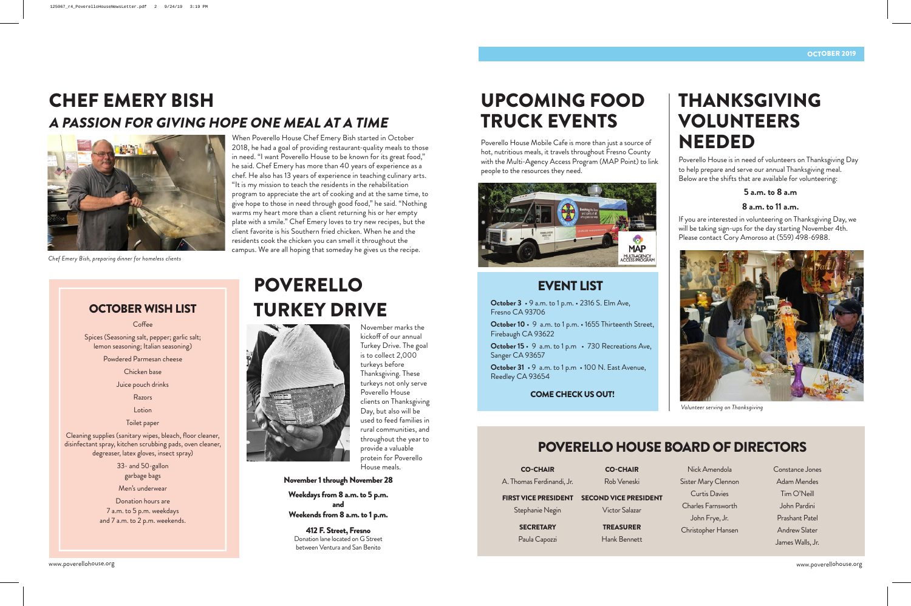# CHEF EMERY BISH

## *A PASSION FOR GIVING HOPE ONE MEAL AT A TIME*

*Chef Emery Bish, preparing dinner for homeless clients*

When Poverello House Chef Emery Bish started in October 2018, he had a goal of providing restaurant-quality meals to those in need. "I want Poverello House to be known for its great food," he said. Chef Emery has more than 40 years of experience as a chef. He also has 13 years of experience in teaching culinary arts. "It is my mission to teach the residents in the rehabilitation program to appreciate the art of cooking and at the same time, to give hope to those in need through good food," he said. "Nothing warms my heart more than a client returning his or her empty plate with a smile." Chef Emery loves to try new recipes, but the client favorite is his Southern fried chicken. When he and the residents cook the chicken you can smell it throughout the campus. We are all hoping that someday he gives us the recipe.

## OCTOBER WISH LIST

Coffee

Spices (Seasoning salt, pepper; garlic salt; lemon seasoning; Italian seasoning)

Powdered Parmesan cheese

Chicken base

Juice pouch drinks

Razors

Lotion

Toilet paper

Cleaning supplies (sanitary wipes, bleach, floor cleaner, disinfectant spray, kitchen scrubbing pads, oven cleaner, degreaser, latex gloves, insect spray)

33- and 50-gallon garbage bags

Men's underwear

Donation hours are 7 a.m. to 5 p.m. weekdays and 7 a.m. to 2 p.m. weekends.

# POVERELLO TURKEY DRIVE

November marks the kickoff of our annual Turkey Drive. The goal is to collect 2,000 turkeys before Thanksgiving. These turkeys not only serve Poverello House clients on Thanksgiving Day, but also will be used to feed families in rural communities, and throughout the year to provide a valuable protein for Poverello House meals.

**November 1 through November 28**

**Weekdays from 8 a.m. to 5 p.m.**
**and**
**Weekends from 8 a.m. to 1 p.m.**

**412 F. Street, Fresno**
Donation lane located on G Street between Ventura and San Benito

# UPCOMING FOOD TRUCK EVENTS

Poverello House Mobile Cafe is more than just a source of hot, nutritious meals, it travels throughout Fresno County with the Multi-Agency Access Program (MAP Point) to link people to the resources they need.

## EVENT LIST

**October 3** • 9 a.m. to 1 p.m. • 2316 S. Elm Ave, Fresno CA 93706

**October 10** • 9 a.m. to 1 p.m. • 1655 Thirteenth Street, Firebaugh CA 93622

**October 15** • 9 a.m. to 1 p.m • 730 Recreations Ave, Sanger CA 93657

**October 31** • 9 a.m. to 1 p.m • 100 N. East Avenue, Reedley CA 93654

**COME CHECK US OUT!**

# THANKSGIVING VOLUNTEERS NEEDED

Poverello House is in need of volunteers on Thanksgiving Day to help prepare and serve our annual Thanksgiving meal. Below are the shifts that are available for volunteering:

**5 a.m. to 8 a.m**

**8 a.m. to 11 a.m.**

If you are interested in volunteering on Thanksgiving Day, we will be taking sign-ups for the day starting November 4th. Please contact Cory Amoroso at (559) 498-6988.

*Volunteer serving on Thanksgiving*

## POVERELLO HOUSE BOARD OF DIRECTORS

**CO-CHAIR**
A. Thomas Ferdinandi, Jr.

**CO-CHAIR**
Rob Veneski

**FIRST VICE PRESIDENT**
Stephanie Negin

**SECOND VICE PRESIDENT**
Victor Salazar

**SECRETARY**
Paula Capozzi

**TREASURER**
Hank Bennett

Nick Amendola
Sister Mary Clennon
Curtis Davies
Charles Farnsworth
John Frye, Jr.
Christopher Hansen

Constance Jones
Adam Mendes
Tim O'Neill
John Pardini
Prashant Patel
Andrew Slater
James Walls, Jr.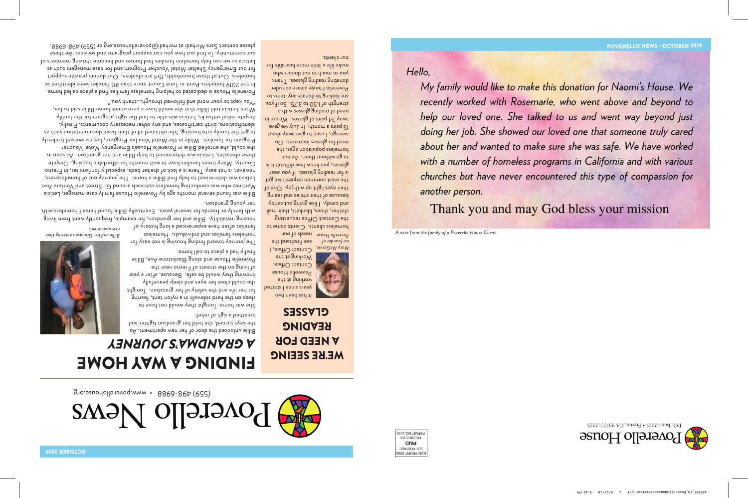**POVERELLO NEWS - OCTOBER 2019**

*Hello,*

*My family would like to make this donation for Naomi's House. We recently worked with Rosemarie, who went above and beyond to help our loved one. She talked to us and went way beyond just doing her job. She showed our loved one that someone truly cared about her and wanted to make sure she was safe. We have worked with a number of homeless programs in California and with various churches but have never encountered this type of compassion for another person.*

Thank you and may God bless your mission

*A note from the family of a Poverello House Client*

Poverello House

P.O. Box 12225 • Fresno, CA 93777-2225

NON-PROFIT ORG.
U.S. POSTAGE
PAID
FRESNO, CA
PERMIT NO. 2440

OCTOBER 2019

# Poverello News

(559) 498-6988 • www.poverellohouse.org

# FINDING A WAY HOME

## A GRANDMA'S JOURNEY

Billie unlocked the door of her new apartment. As the keys turned, she held her grandson tighter and breathed a sigh of relief.

She was home. Tonight they would not have to sleep on the hard sidewalk in a nylon tent, fearing for her life and the safety of her grandson. Tonight she could close her eyes and sleep peacefully knowing they would be safe. Because, after a year of living on the streets of Fresno near the Poverello House and along Blackstone Ave, Billie finally had a place to call home.

The journey toward finding housing is not easy for homeless families and individuals. Homeless families often have experienced a long history of housing instability. Billie and her grandson, for example, frequently went from living with family or friends for several years. Eventually Billie found herself homeless with her young grandson.

*Billie and her Grandson entering their new apartment.*

Billie was found several months ago by Poverello House family case manager, Leticia Martinez who was conducting homeless outreach around G. Street and Ventura Ave. Leticia was determined to help find Billie a home. The journey out of homelessness, however, is not easy. There is a lack of shelter beds, especially for families, in Fresno County. Many times families have to wait months for affordable housing. Despite these obstacles, Leticia was determined to help Billie and her grandson. As soon as she could, she enrolled Billie in Poverello House's Emergency Shelter Motel Voucher Program for families. While in the Motel Voucher Program, Leticia worked tirelessly to get the family into housing: She obtained all of their basic documentation such as identifications, birth certificates, and any other necessary documents. Finally, despite initial setbacks, Leticia was able to find the right program for the family. When Leticia told Billie that she would have a permanent home Billie said to her, "You kept to your word and followed through....thank you."

Poverello House is dedicated to helping homeless families find a place called home. In the 2019 homeless Point in Time Count more than 80 families were identified as homeless. Out of those households, 154 are children. Our donors provide support for our Emergency Shelter Motel Voucher Program and for case managers such as Leticia so we can help homeless families find homes and become thriving members of our community. To find out how you can support programs and services like these please contact Sara Mirhadi at mirhadi@poverellohouse.org or (559) 498-6988.

# WE'RE SEEING A NEED FOR READING GLASSES

It has been two years since I started working at the Poverello House Contact Office. Working at the Contact Office, I see firsthand the needs of our homeless clients. Clients come to the Contact Office requesting clothes, shoes, blankets, their mail and candy. I like giving out candy because of their smiles and seeing their eyes light up with joy. One of the most common requests we get is for reading glasses. If you wear glasses, you know how difficult it is to go without them. As our homeless population ages, the need for glasses increases. On average, I used to give away about 15 pairs a month. In July we gave away 34 pairs of glasses. We are in need of reading glasses with a strength of 1.50 to 3.75. So if you are looking to donate any items to Poverello House please consider donating reading glasses. Thank you so much to our donors who make life a little more bearable for our clients.

*Mary McGarvin, co-founder of Poverello House*